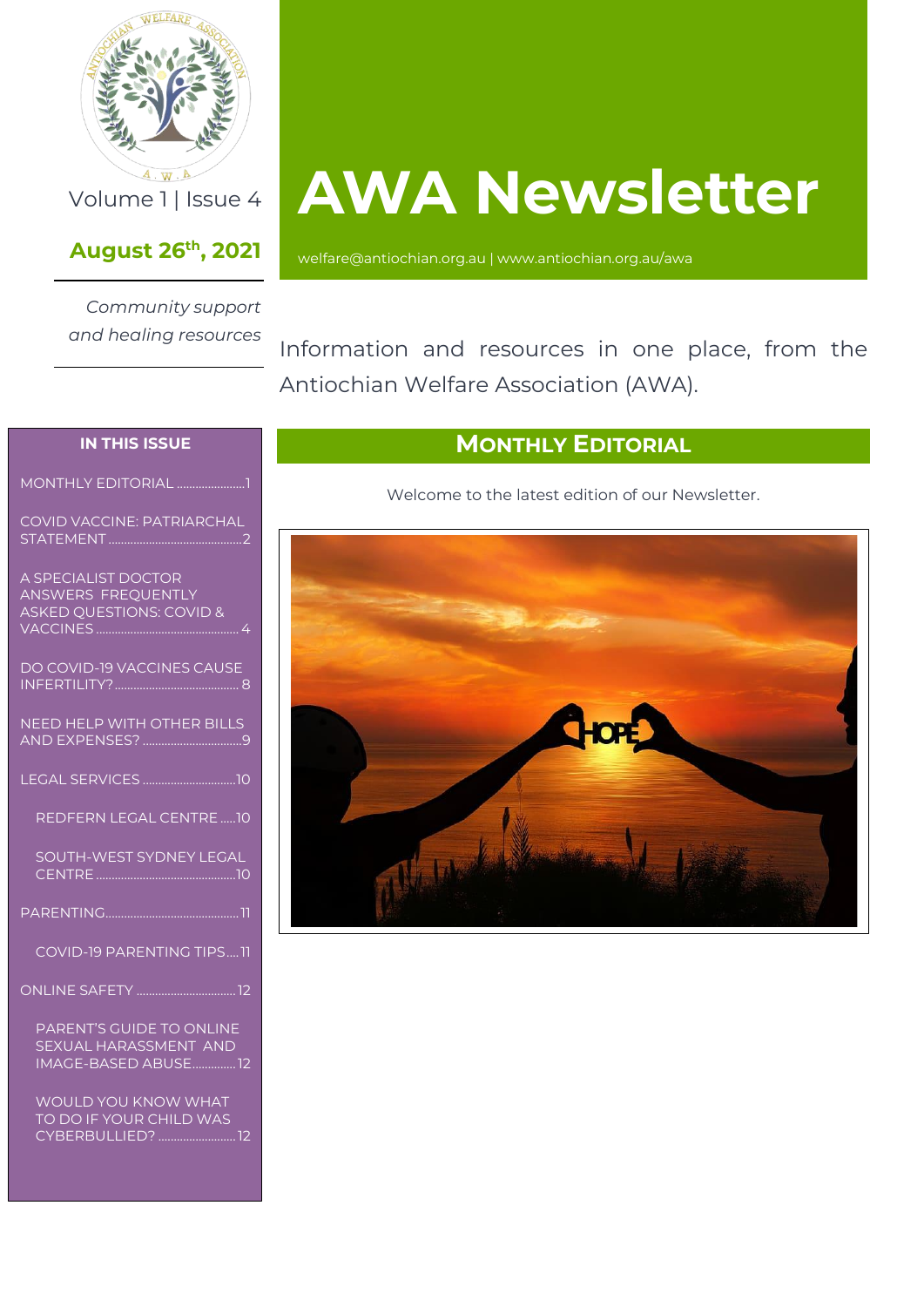# AWA Newsletter

Volume 1 | Issue 4

**August 26th, 2021**

welfare@antiochian.org.au | www.antiochian.org.au/awa

*Community support and healing resources*

Information and resources in one place, from the Antiochian Welfare Association (AWA).

**IN THIS ISSUE**

- MONTHLY EDITORIAL ..... 1
- COVID VACCINE: PATRIARCHAL STATEMENT ..... 2
- A SPECIALIST DOCTOR ANSWERS FREQUENTLY ASKED QUESTIONS: COVID & VACCINES ..... 4
- DO COVID-19 VACCINES CAUSE INFERTILITY? ..... 8
- NEED HELP WITH OTHER BILLS AND EXPENSES? ..... 9
- LEGAL SERVICES ..... 10
  - REDFERN LEGAL CENTRE ..... 10
  - SOUTH-WEST SYDNEY LEGAL CENTRE ..... 10
- PARENTING ..... 11
  - COVID-19 PARENTING TIPS ..... 11
- ONLINE SAFETY ..... 12
  - PARENT'S GUIDE TO ONLINE SEXUAL HARASSMENT AND IMAGE-BASED ABUSE ..... 12
  - WOULD YOU KNOW WHAT TO DO IF YOUR CHILD WAS CYBERBULLIED? ..... 12

## Monthly Editorial

Welcome to the latest edition of our Newsletter.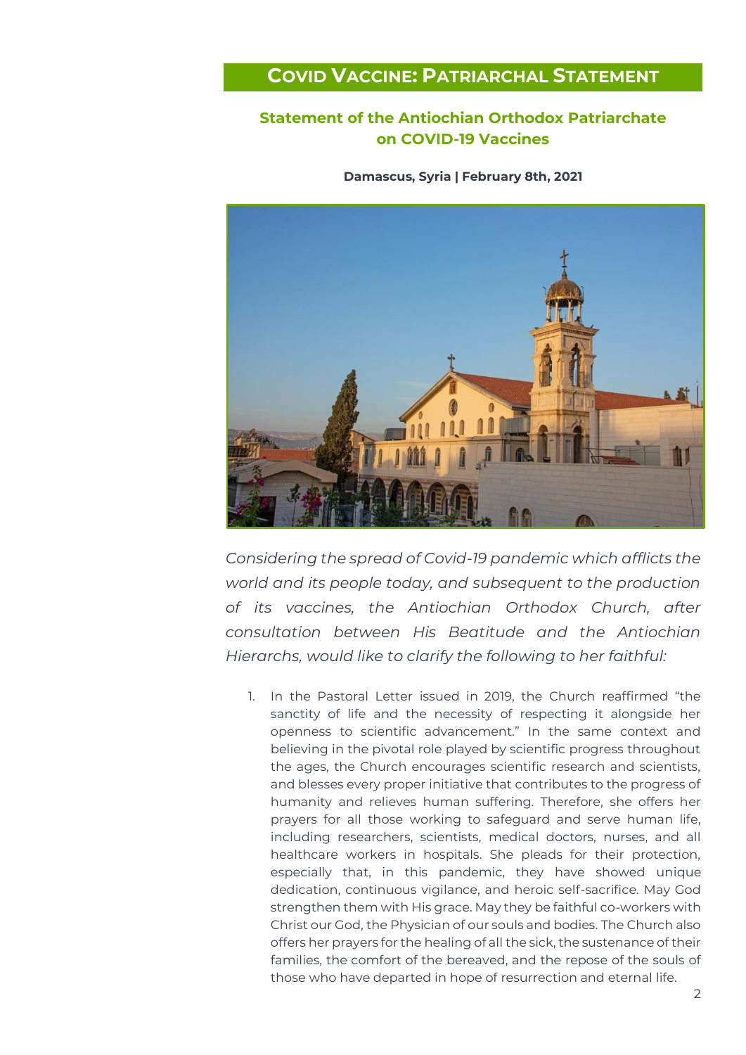# COVID VACCINE: PATRIARCHAL STATEMENT

## Statement of the Antiochian Orthodox Patriarchate on COVID-19 Vaccines

**Damascus, Syria | February 8th, 2021**

*Considering the spread of Covid-19 pandemic which afflicts the world and its people today, and subsequent to the production of its vaccines, the Antiochian Orthodox Church, after consultation between His Beatitude and the Antiochian Hierarchs, would like to clarify the following to her faithful:*

1. In the Pastoral Letter issued in 2019, the Church reaffirmed "the sanctity of life and the necessity of respecting it alongside her openness to scientific advancement." In the same context and believing in the pivotal role played by scientific progress throughout the ages, the Church encourages scientific research and scientists, and blesses every proper initiative that contributes to the progress of humanity and relieves human suffering. Therefore, she offers her prayers for all those working to safeguard and serve human life, including researchers, scientists, medical doctors, nurses, and all healthcare workers in hospitals. She pleads for their protection, especially that, in this pandemic, they have showed unique dedication, continuous vigilance, and heroic self-sacrifice. May God strengthen them with His grace. May they be faithful co-workers with Christ our God, the Physician of our souls and bodies. The Church also offers her prayers for the healing of all the sick, the sustenance of their families, the comfort of the bereaved, and the repose of the souls of those who have departed in hope of resurrection and eternal life.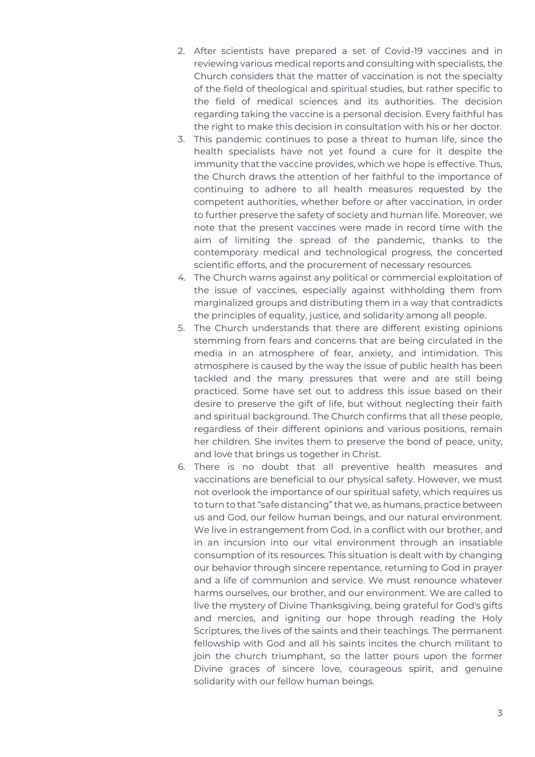2. After scientists have prepared a set of Covid-19 vaccines and in reviewing various medical reports and consulting with specialists, the Church considers that the matter of vaccination is not the specialty of the field of theological and spiritual studies, but rather specific to the field of medical sciences and its authorities. The decision regarding taking the vaccine is a personal decision. Every faithful has the right to make this decision in consultation with his or her doctor.
3. This pandemic continues to pose a threat to human life, since the health specialists have not yet found a cure for it despite the immunity that the vaccine provides, which we hope is effective. Thus, the Church draws the attention of her faithful to the importance of continuing to adhere to all health measures requested by the competent authorities, whether before or after vaccination, in order to further preserve the safety of society and human life. Moreover, we note that the present vaccines were made in record time with the aim of limiting the spread of the pandemic, thanks to the contemporary medical and technological progress, the concerted scientific efforts, and the procurement of necessary resources.
4. The Church warns against any political or commercial exploitation of the issue of vaccines, especially against withholding them from marginalized groups and distributing them in a way that contradicts the principles of equality, justice, and solidarity among all people.
5. The Church understands that there are different existing opinions stemming from fears and concerns that are being circulated in the media in an atmosphere of fear, anxiety, and intimidation. This atmosphere is caused by the way the issue of public health has been tackled and the many pressures that were and are still being practiced. Some have set out to address this issue based on their desire to preserve the gift of life, but without neglecting their faith and spiritual background. The Church confirms that all these people, regardless of their different opinions and various positions, remain her children. She invites them to preserve the bond of peace, unity, and love that brings us together in Christ.
6. There is no doubt that all preventive health measures and vaccinations are beneficial to our physical safety. However, we must not overlook the importance of our spiritual safety, which requires us to turn to that "safe distancing" that we, as humans, practice between us and God, our fellow human beings, and our natural environment. We live in estrangement from God, in a conflict with our brother, and in an incursion into our vital environment through an insatiable consumption of its resources. This situation is dealt with by changing our behavior through sincere repentance, returning to God in prayer and a life of communion and service. We must renounce whatever harms ourselves, our brother, and our environment. We are called to live the mystery of Divine Thanksgiving, being grateful for God's gifts and mercies, and igniting our hope through reading the Holy Scriptures, the lives of the saints and their teachings. The permanent fellowship with God and all his saints incites the church militant to join the church triumphant, so the latter pours upon the former Divine graces of sincere love, courageous spirit, and genuine solidarity with our fellow human beings.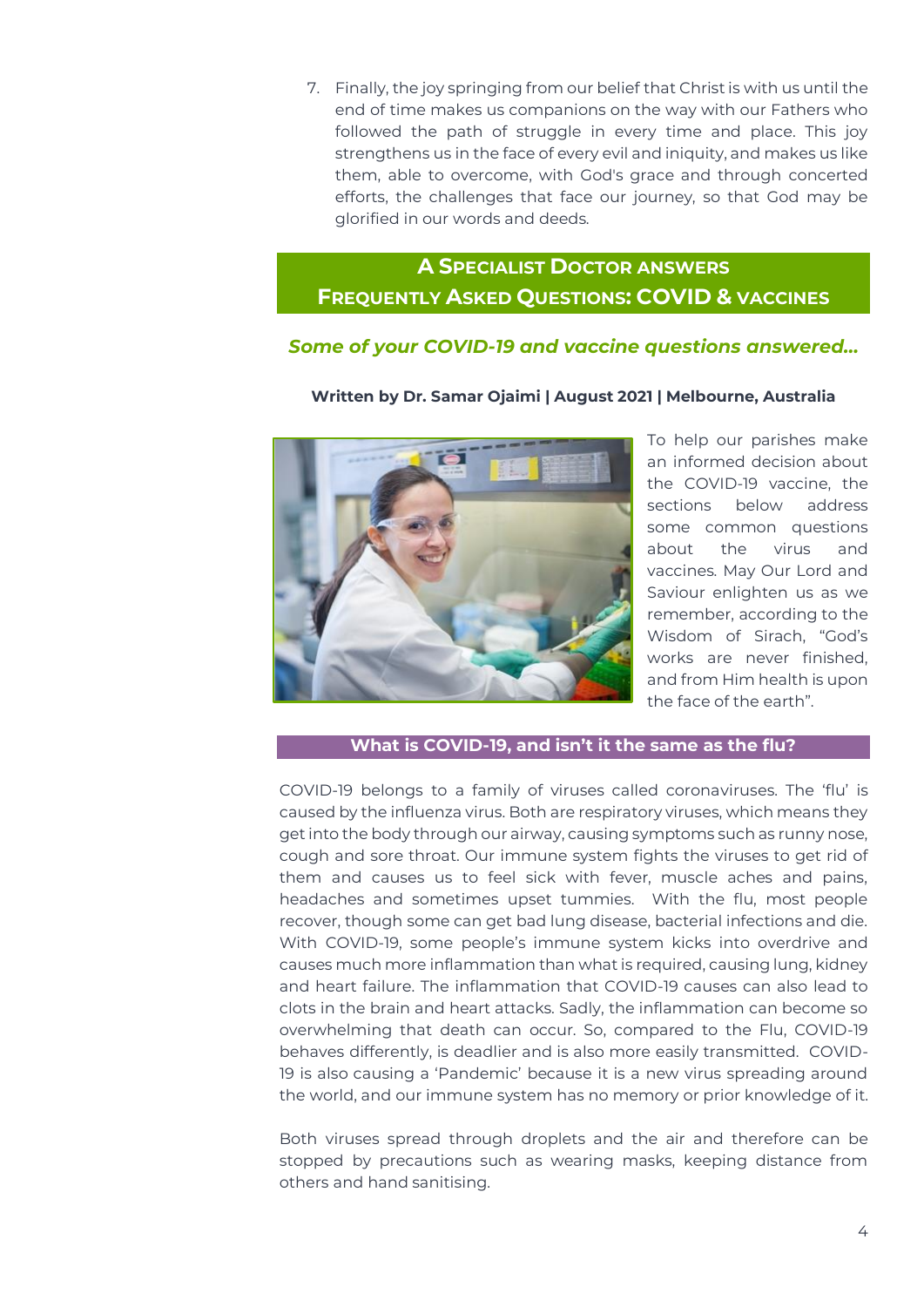7. Finally, the joy springing from our belief that Christ is with us until the end of time makes us companions on the way with our Fathers who followed the path of struggle in every time and place. This joy strengthens us in the face of every evil and iniquity, and makes us like them, able to overcome, with God's grace and through concerted efforts, the challenges that face our journey, so that God may be glorified in our words and deeds.

## A SPECIALIST DOCTOR ANSWERS FREQUENTLY ASKED QUESTIONS: COVID & VACCINES

### *Some of your COVID-19 and vaccine questions answered…*

**Written by Dr. Samar Ojaimi | August 2021 | Melbourne, Australia**

To help our parishes make an informed decision about the COVID-19 vaccine, the sections below address some common questions about the virus and vaccines. May Our Lord and Saviour enlighten us as we remember, according to the Wisdom of Sirach, "God's works are never finished, and from Him health is upon the face of the earth".

#### What is COVID-19, and isn't it the same as the flu?

COVID-19 belongs to a family of viruses called coronaviruses. The 'flu' is caused by the influenza virus. Both are respiratory viruses, which means they get into the body through our airway, causing symptoms such as runny nose, cough and sore throat. Our immune system fights the viruses to get rid of them and causes us to feel sick with fever, muscle aches and pains, headaches and sometimes upset tummies. With the flu, most people recover, though some can get bad lung disease, bacterial infections and die. With COVID-19, some people's immune system kicks into overdrive and causes much more inflammation than what is required, causing lung, kidney and heart failure. The inflammation that COVID-19 causes can also lead to clots in the brain and heart attacks. Sadly, the inflammation can become so overwhelming that death can occur. So, compared to the Flu, COVID-19 behaves differently, is deadlier and is also more easily transmitted. COVID-19 is also causing a 'Pandemic' because it is a new virus spreading around the world, and our immune system has no memory or prior knowledge of it.

Both viruses spread through droplets and the air and therefore can be stopped by precautions such as wearing masks, keeping distance from others and hand sanitising.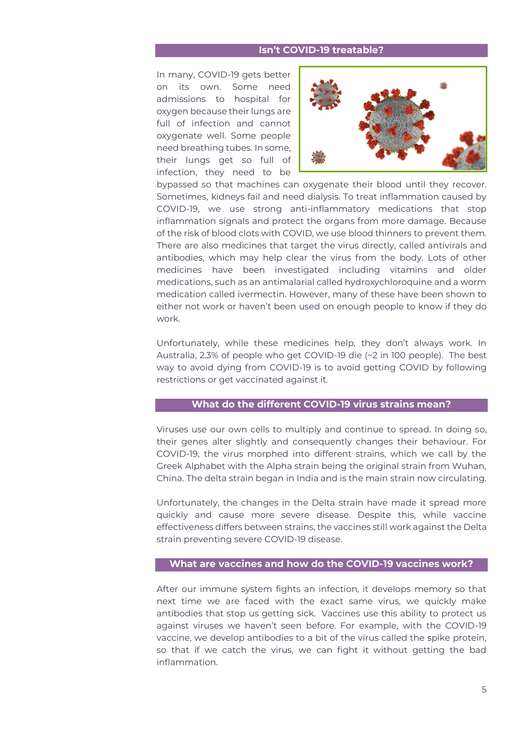## Isn't COVID-19 treatable?

In many, COVID-19 gets better on its own. Some need admissions to hospital for oxygen because their lungs are full of infection and cannot oxygenate well. Some people need breathing tubes. In some, their lungs get so full of infection, they need to be bypassed so that machines can oxygenate their blood until they recover. Sometimes, kidneys fail and need dialysis. To treat inflammation caused by COVID-19, we use strong anti-inflammatory medications that stop inflammation signals and protect the organs from more damage. Because of the risk of blood clots with COVID, we use blood thinners to prevent them. There are also medicines that target the virus directly, called antivirals and antibodies, which may help clear the virus from the body. Lots of other medicines have been investigated including vitamins and older medications, such as an antimalarial called hydroxychloroquine and a worm medication called ivermectin. However, many of these have been shown to either not work or haven't been used on enough people to know if they do work.

Unfortunately, while these medicines help, they don't always work. In Australia, 2.3% of people who get COVID-19 die (~2 in 100 people). The best way to avoid dying from COVID-19 is to avoid getting COVID by following restrictions or get vaccinated against it.

## What do the different COVID-19 virus strains mean?

Viruses use our own cells to multiply and continue to spread. In doing so, their genes alter slightly and consequently changes their behaviour. For COVID-19, the virus morphed into different strains, which we call by the Greek Alphabet with the Alpha strain being the original strain from Wuhan, China. The delta strain began in India and is the main strain now circulating.

Unfortunately, the changes in the Delta strain have made it spread more quickly and cause more severe disease. Despite this, while vaccine effectiveness differs between strains, the vaccines still work against the Delta strain preventing severe COVID-19 disease.

## What are vaccines and how do the COVID-19 vaccines work?

After our immune system fights an infection, it develops memory so that next time we are faced with the exact same virus, we quickly make antibodies that stop us getting sick. Vaccines use this ability to protect us against viruses we haven't seen before. For example, with the COVID-19 vaccine, we develop antibodies to a bit of the virus called the spike protein, so that if we catch the virus, we can fight it without getting the bad inflammation.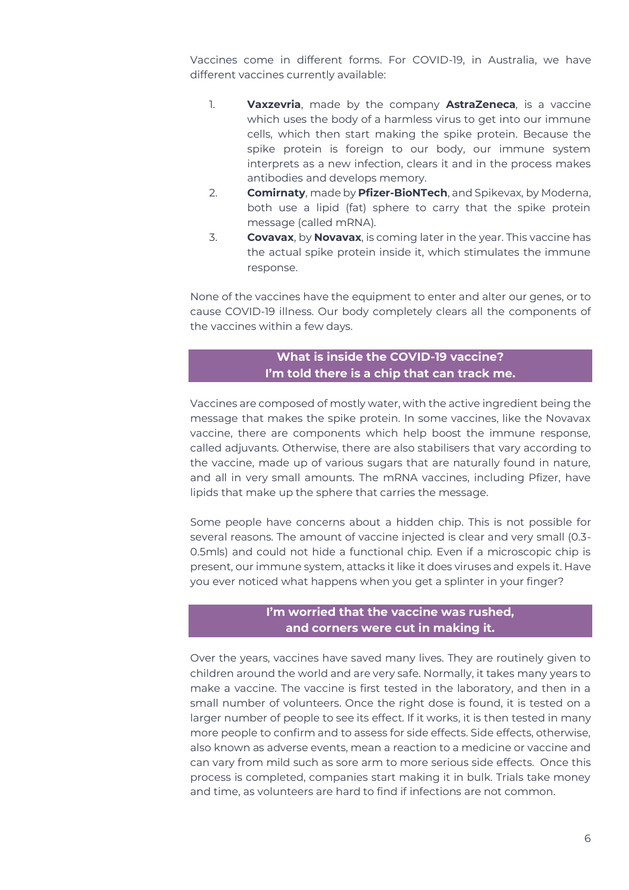Vaccines come in different forms. For COVID-19, in Australia, we have different vaccines currently available:

1. **Vaxzevria**, made by the company **AstraZeneca**, is a vaccine which uses the body of a harmless virus to get into our immune cells, which then start making the spike protein. Because the spike protein is foreign to our body, our immune system interprets as a new infection, clears it and in the process makes antibodies and develops memory.
2. **Comirnaty**, made by **Pfizer-BioNTech**, and Spikevax, by Moderna, both use a lipid (fat) sphere to carry that the spike protein message (called mRNA).
3. **Covavax**, by **Novavax**, is coming later in the year. This vaccine has the actual spike protein inside it, which stimulates the immune response.

None of the vaccines have the equipment to enter and alter our genes, or to cause COVID-19 illness. Our body completely clears all the components of the vaccines within a few days.

## What is inside the COVID-19 vaccine? I'm told there is a chip that can track me.

Vaccines are composed of mostly water, with the active ingredient being the message that makes the spike protein. In some vaccines, like the Novavax vaccine, there are components which help boost the immune response, called adjuvants. Otherwise, there are also stabilisers that vary according to the vaccine, made up of various sugars that are naturally found in nature, and all in very small amounts. The mRNA vaccines, including Pfizer, have lipids that make up the sphere that carries the message.

Some people have concerns about a hidden chip. This is not possible for several reasons. The amount of vaccine injected is clear and very small (0.3-0.5mls) and could not hide a functional chip. Even if a microscopic chip is present, our immune system, attacks it like it does viruses and expels it. Have you ever noticed what happens when you get a splinter in your finger?

## I'm worried that the vaccine was rushed, and corners were cut in making it.

Over the years, vaccines have saved many lives. They are routinely given to children around the world and are very safe. Normally, it takes many years to make a vaccine. The vaccine is first tested in the laboratory, and then in a small number of volunteers. Once the right dose is found, it is tested on a larger number of people to see its effect. If it works, it is then tested in many more people to confirm and to assess for side effects. Side effects, otherwise, also known as adverse events, mean a reaction to a medicine or vaccine and can vary from mild such as sore arm to more serious side effects. Once this process is completed, companies start making it in bulk. Trials take money and time, as volunteers are hard to find if infections are not common.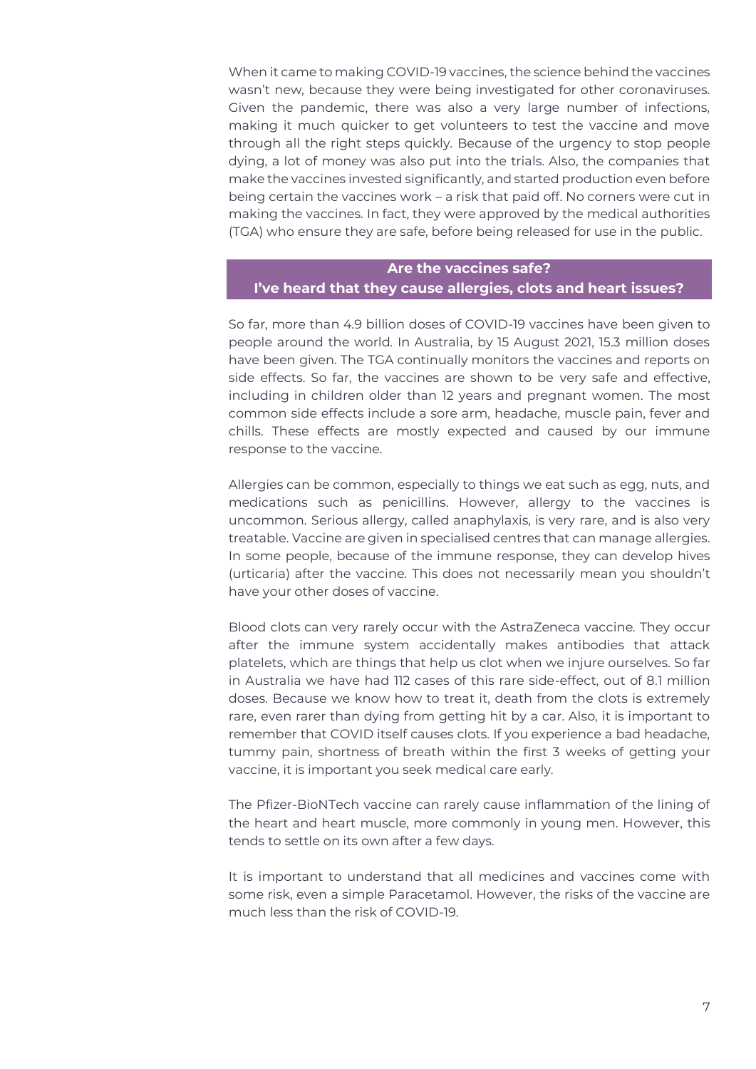When it came to making COVID-19 vaccines, the science behind the vaccines wasn't new, because they were being investigated for other coronaviruses. Given the pandemic, there was also a very large number of infections, making it much quicker to get volunteers to test the vaccine and move through all the right steps quickly. Because of the urgency to stop people dying, a lot of money was also put into the trials. Also, the companies that make the vaccines invested significantly, and started production even before being certain the vaccines work – a risk that paid off. No corners were cut in making the vaccines. In fact, they were approved by the medical authorities (TGA) who ensure they are safe, before being released for use in the public.

## Are the vaccines safe? I've heard that they cause allergies, clots and heart issues?

So far, more than 4.9 billion doses of COVID-19 vaccines have been given to people around the world. In Australia, by 15 August 2021, 15.3 million doses have been given. The TGA continually monitors the vaccines and reports on side effects. So far, the vaccines are shown to be very safe and effective, including in children older than 12 years and pregnant women. The most common side effects include a sore arm, headache, muscle pain, fever and chills. These effects are mostly expected and caused by our immune response to the vaccine.

Allergies can be common, especially to things we eat such as egg, nuts, and medications such as penicillins. However, allergy to the vaccines is uncommon. Serious allergy, called anaphylaxis, is very rare, and is also very treatable. Vaccine are given in specialised centres that can manage allergies. In some people, because of the immune response, they can develop hives (urticaria) after the vaccine. This does not necessarily mean you shouldn't have your other doses of vaccine.

Blood clots can very rarely occur with the AstraZeneca vaccine. They occur after the immune system accidentally makes antibodies that attack platelets, which are things that help us clot when we injure ourselves. So far in Australia we have had 112 cases of this rare side-effect, out of 8.1 million doses. Because we know how to treat it, death from the clots is extremely rare, even rarer than dying from getting hit by a car. Also, it is important to remember that COVID itself causes clots. If you experience a bad headache, tummy pain, shortness of breath within the first 3 weeks of getting your vaccine, it is important you seek medical care early.

The Pfizer-BioNTech vaccine can rarely cause inflammation of the lining of the heart and heart muscle, more commonly in young men. However, this tends to settle on its own after a few days.

It is important to understand that all medicines and vaccines come with some risk, even a simple Paracetamol. However, the risks of the vaccine are much less than the risk of COVID-19.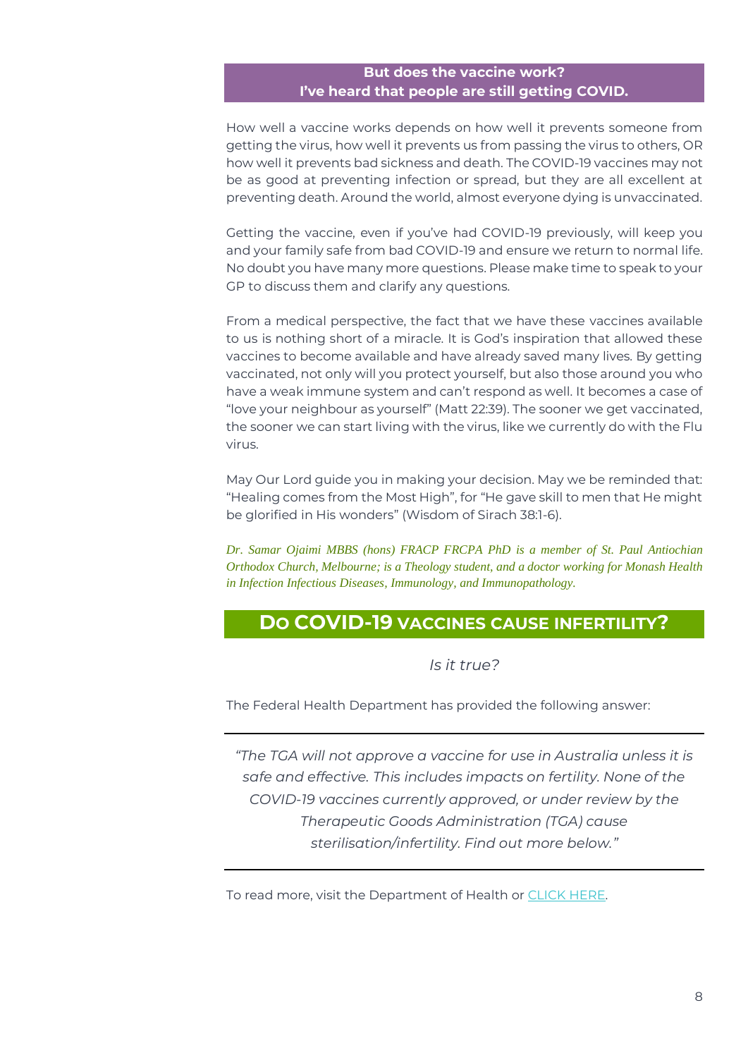## But does the vaccine work? I've heard that people are still getting COVID.

How well a vaccine works depends on how well it prevents someone from getting the virus, how well it prevents us from passing the virus to others, OR how well it prevents bad sickness and death. The COVID-19 vaccines may not be as good at preventing infection or spread, but they are all excellent at preventing death. Around the world, almost everyone dying is unvaccinated.

Getting the vaccine, even if you've had COVID-19 previously, will keep you and your family safe from bad COVID-19 and ensure we return to normal life. No doubt you have many more questions. Please make time to speak to your GP to discuss them and clarify any questions.

From a medical perspective, the fact that we have these vaccines available to us is nothing short of a miracle. It is God's inspiration that allowed these vaccines to become available and have already saved many lives. By getting vaccinated, not only will you protect yourself, but also those around you who have a weak immune system and can't respond as well. It becomes a case of "love your neighbour as yourself" (Matt 22:39). The sooner we get vaccinated, the sooner we can start living with the virus, like we currently do with the Flu virus.

May Our Lord guide you in making your decision. May we be reminded that: "Healing comes from the Most High", for "He gave skill to men that He might be glorified in His wonders" (Wisdom of Sirach 38:1-6).

*Dr. Samar Ojaimi MBBS (hons) FRACP FRCPA PhD is a member of St. Paul Antiochian Orthodox Church, Melbourne; is a Theology student, and a doctor working for Monash Health in Infection Infectious Diseases, Immunology, and Immunopathology.*

## DO COVID-19 VACCINES CAUSE INFERTILITY?

*Is it true?*

The Federal Health Department has provided the following answer:

---

*"The TGA will not approve a vaccine for use in Australia unless it is safe and effective. This includes impacts on fertility. None of the COVID-19 vaccines currently approved, or under review by the Therapeutic Goods Administration (TGA) cause sterilisation/infertility. Find out more below."*

---

To read more, visit the Department of Health or CLICK HERE.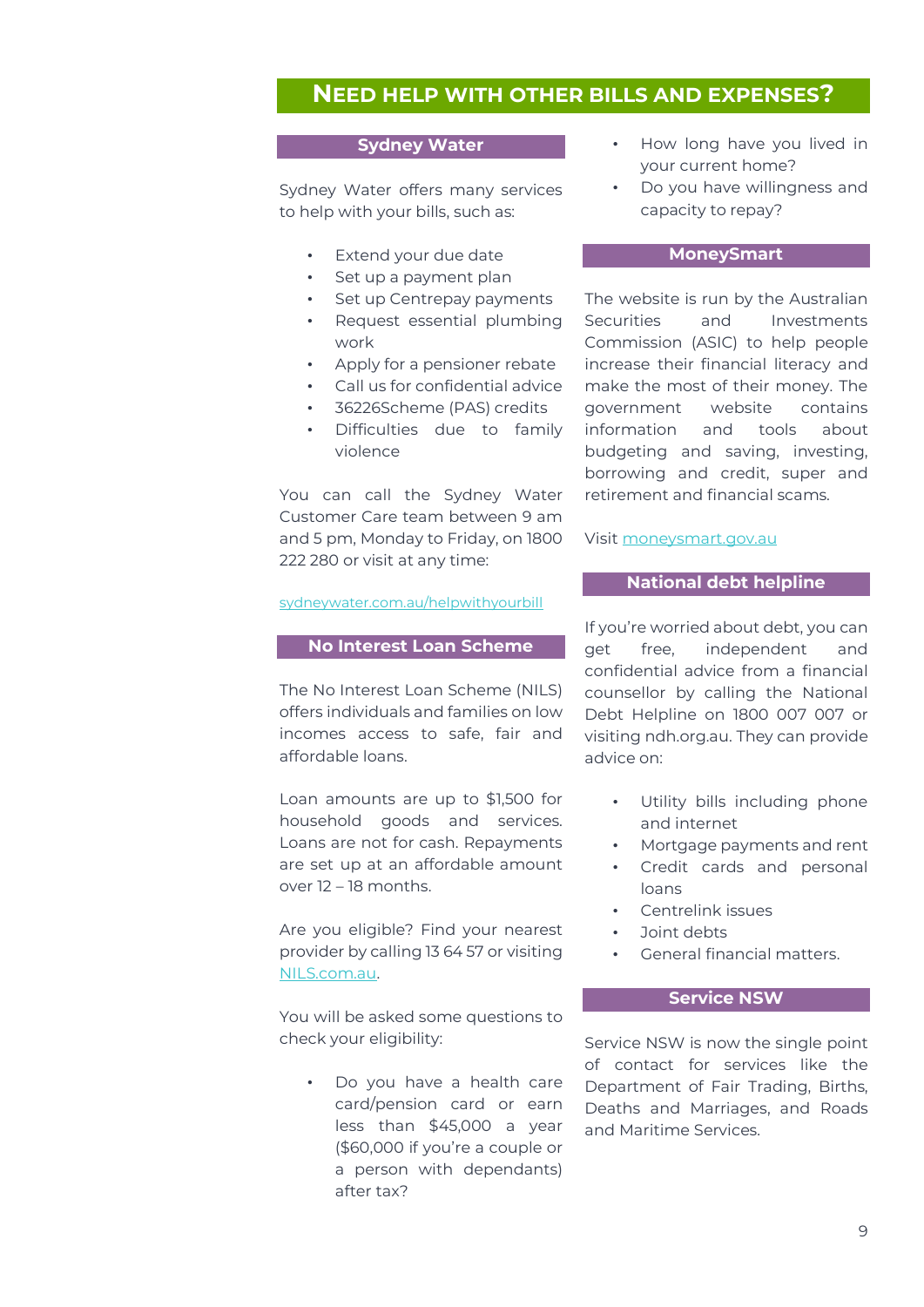# NEED HELP WITH OTHER BILLS AND EXPENSES?

## Sydney Water

Sydney Water offers many services to help with your bills, such as:

- Extend your due date
- Set up a payment plan
- Set up Centrepay payments
- Request essential plumbing work
- Apply for a pensioner rebate
- Call us for confidential advice
- 36226Scheme (PAS) credits
- Difficulties due to family violence

You can call the Sydney Water Customer Care team between 9 am and 5 pm, Monday to Friday, on 1800 222 280 or visit at any time:

sydneywater.com.au/helpwithyourbill

## No Interest Loan Scheme

The No Interest Loan Scheme (NILS) offers individuals and families on low incomes access to safe, fair and affordable loans.

Loan amounts are up to $1,500 for household goods and services. Loans are not for cash. Repayments are set up at an affordable amount over 12 – 18 months.

Are you eligible? Find your nearest provider by calling 13 64 57 or visiting NILS.com.au.

You will be asked some questions to check your eligibility:

- Do you have a health care card/pension card or earn less than $45,000 a year ($60,000 if you're a couple or a person with dependants) after tax?
- How long have you lived in your current home?
- Do you have willingness and capacity to repay?

## MoneySmart

The website is run by the Australian Securities and Investments Commission (ASIC) to help people increase their financial literacy and make the most of their money. The government website contains information and tools about budgeting and saving, investing, borrowing and credit, super and retirement and financial scams.

Visit moneysmart.gov.au

## National debt helpline

If you're worried about debt, you can get free, independent and confidential advice from a financial counsellor by calling the National Debt Helpline on 1800 007 007 or visiting ndh.org.au. They can provide advice on:

- Utility bills including phone and internet
- Mortgage payments and rent
- Credit cards and personal loans
- Centrelink issues
- Joint debts
- General financial matters.

## Service NSW

Service NSW is now the single point of contact for services like the Department of Fair Trading, Births, Deaths and Marriages, and Roads and Maritime Services.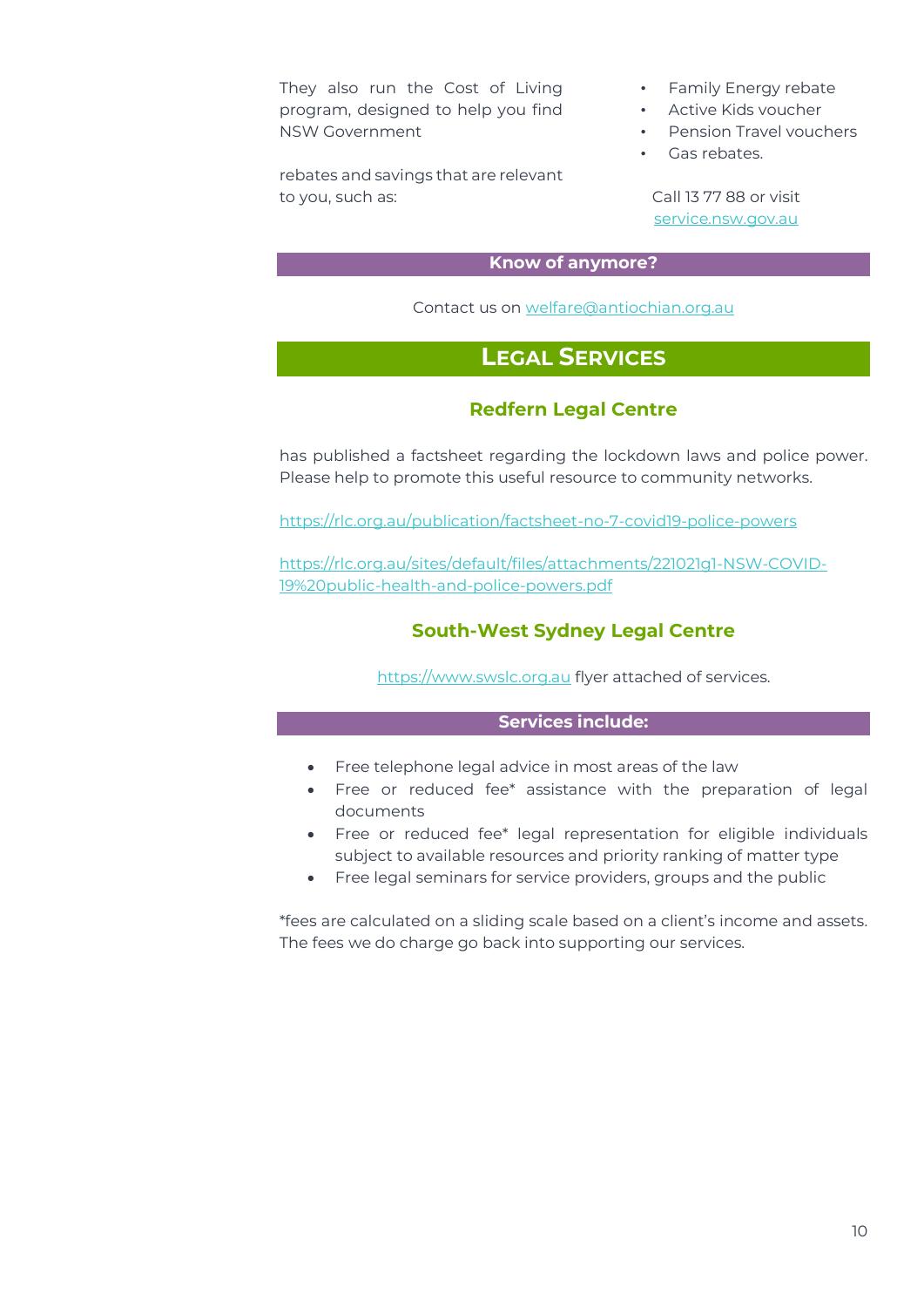They also run the Cost of Living program, designed to help you find NSW Government

rebates and savings that are relevant to you, such as:

- Family Energy rebate
- Active Kids voucher
- Pension Travel vouchers
- Gas rebates.

Call 13 77 88 or visit service.nsw.gov.au

**Know of anymore?**

Contact us on welfare@antiochian.org.au

## LEGAL SERVICES

### Redfern Legal Centre

has published a factsheet regarding the lockdown laws and police power. Please help to promote this useful resource to community networks.

https://rlc.org.au/publication/factsheet-no-7-covid19-police-powers

https://rlc.org.au/sites/default/files/attachments/221021g1-NSW-COVID-19%20public-health-and-police-powers.pdf

### South-West Sydney Legal Centre

https://www.swslc.org.au flyer attached of services.

**Services include:**

- Free telephone legal advice in most areas of the law
- Free or reduced fee* assistance with the preparation of legal documents
- Free or reduced fee* legal representation for eligible individuals subject to available resources and priority ranking of matter type
- Free legal seminars for service providers, groups and the public

*fees are calculated on a sliding scale based on a client's income and assets. The fees we do charge go back into supporting our services.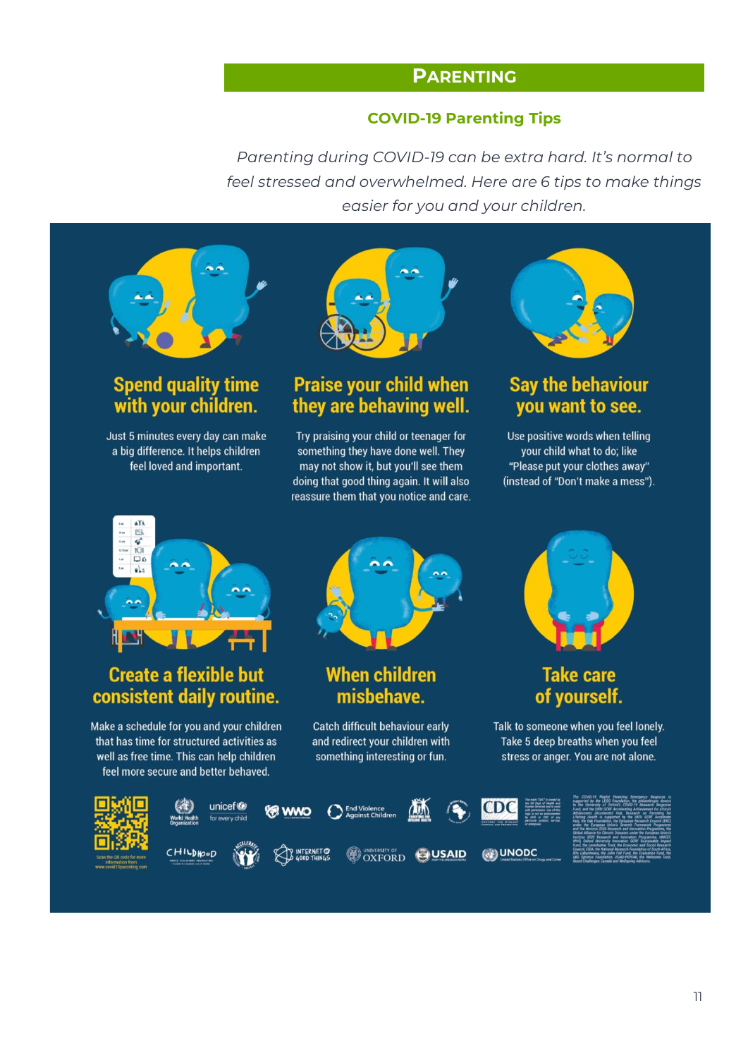## PARENTING

### COVID-19 Parenting Tips

*Parenting during COVID-19 can be extra hard. It's normal to feel stressed and overwhelmed. Here are 6 tips to make things easier for you and your children.*

**Spend quality time with your children.**

Just 5 minutes every day can make a big difference. It helps children feel loved and important.

**Praise your child when they are behaving well.**

Try praising your child or teenager for something they have done well. They may not show it, but you'll see them doing that good thing again. It will also reassure them that you notice and care.

**Say the behaviour you want to see.**

Use positive words when telling your child what to do; like "Please put your clothes away" (instead of "Don't make a mess").

**Create a flexible but consistent daily routine.**

Make a schedule for you and your children that has time for structured activities as well as free time. This can help children feel more secure and better behaved.

**When children misbehave.**

Catch difficult behaviour early and redirect your children with something interesting or fun.

**Take care of yourself.**

Talk to someone when you feel lonely. Take 5 deep breaths when you feel stress or anger. You are not alone.

Scan the QR code for more information from www.covid19parenting.com

World Health Organization · unicef for every child · WWO · End Violence Against Children · Parenting for Lifelong Health · CDC · CHILDHOOD · Accelerate · Internet of Good Things · University of Oxford · USAID · UNODC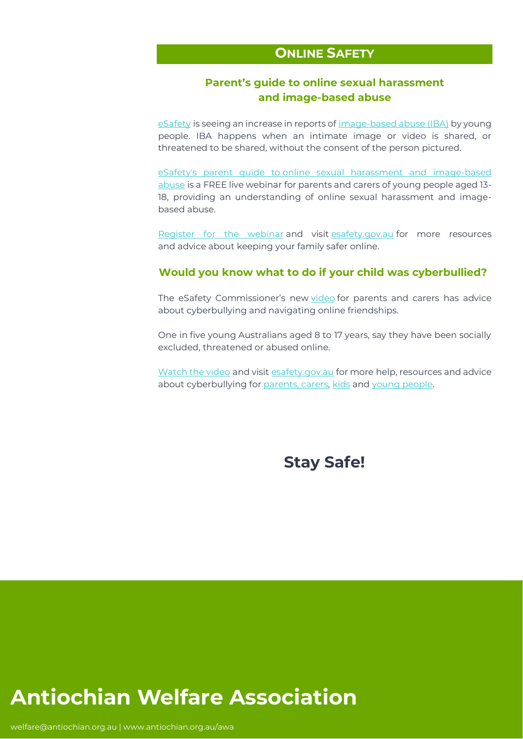## Online Safety

### Parent's guide to online sexual harassment and image-based abuse

eSafety is seeing an increase in reports of image-based abuse (IBA) by young people. IBA happens when an intimate image or video is shared, or threatened to be shared, without the consent of the person pictured.

eSafety's parent guide to online sexual harassment and image-based abuse is a FREE live webinar for parents and carers of young people aged 13-18, providing an understanding of online sexual harassment and image-based abuse.

Register for the webinar and visit esafety.gov.au for more resources and advice about keeping your family safer online.

### Would you know what to do if your child was cyberbullied?

The eSafety Commissioner's new video for parents and carers has advice about cyberbullying and navigating online friendships.

One in five young Australians aged 8 to 17 years, say they have been socially excluded, threatened or abused online.

Watch the video and visit esafety.gov.au for more help, resources and advice about cyberbullying for parents, carers, kids and young people.

## Stay Safe!

# Antiochian Welfare Association

welfare@antiochian.org.au | www.antiochian.org.au/awa